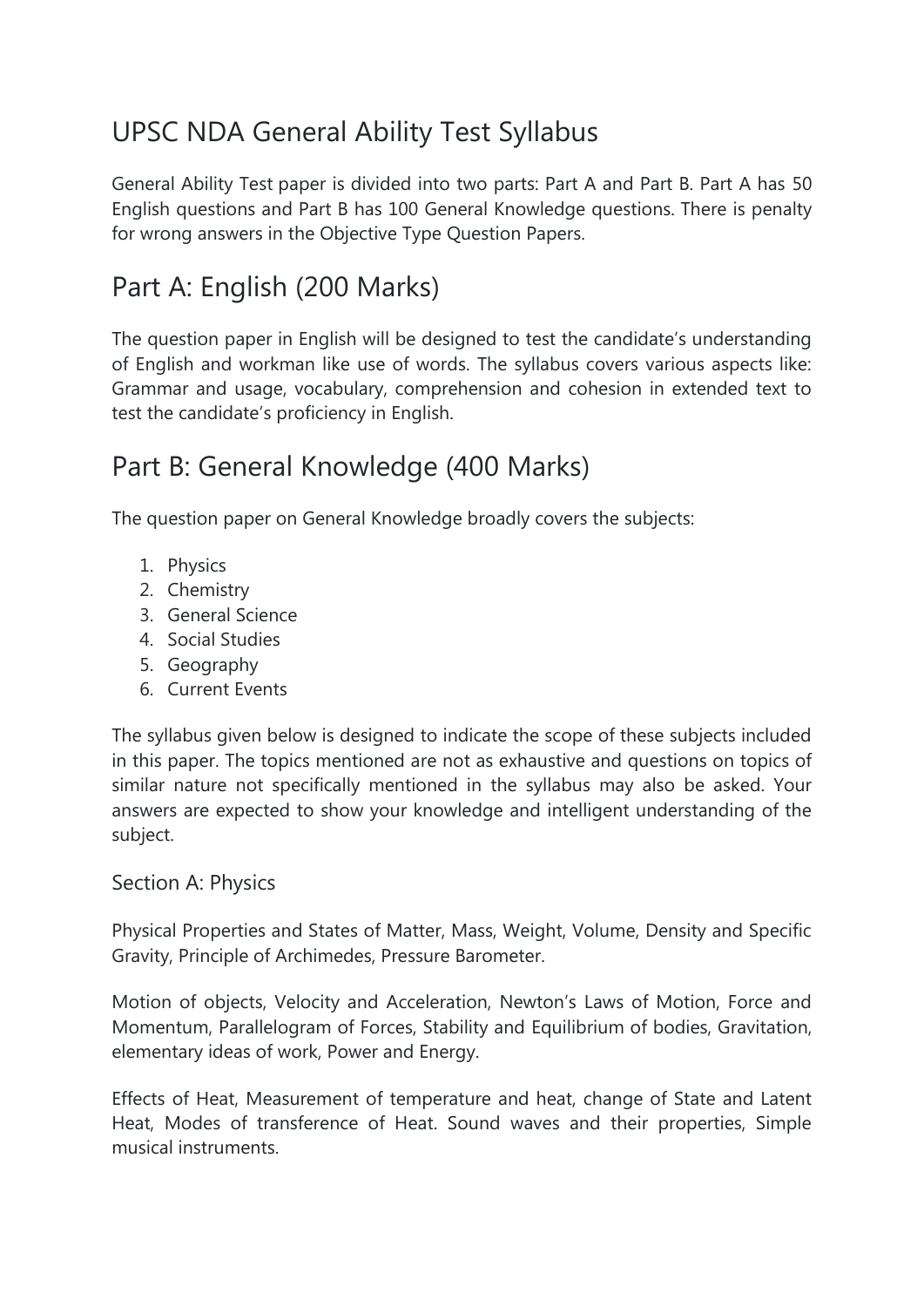# UPSC NDA General Ability Test Syllabus

General Ability Test paper is divided into two parts: Part A and Part B. Part A has 50 English questions and Part B has 100 General Knowledge questions. There is penalty for wrong answers in the Objective Type Question Papers.

## Part A: English (200 Marks)

The question paper in English will be designed to test the candidate's understanding of English and workman like use of words. The syllabus covers various aspects like: Grammar and usage, vocabulary, comprehension and cohesion in extended text to test the candidate's proficiency in English.

## Part B: General Knowledge (400 Marks)

The question paper on General Knowledge broadly covers the subjects:

1. Physics
2. Chemistry
3. General Science
4. Social Studies
5. Geography
6. Current Events

The syllabus given below is designed to indicate the scope of these subjects included in this paper. The topics mentioned are not as exhaustive and questions on topics of similar nature not specifically mentioned in the syllabus may also be asked. Your answers are expected to show your knowledge and intelligent understanding of the subject.

### Section A: Physics

Physical Properties and States of Matter, Mass, Weight, Volume, Density and Specific Gravity, Principle of Archimedes, Pressure Barometer.

Motion of objects, Velocity and Acceleration, Newton's Laws of Motion, Force and Momentum, Parallelogram of Forces, Stability and Equilibrium of bodies, Gravitation, elementary ideas of work, Power and Energy.

Effects of Heat, Measurement of temperature and heat, change of State and Latent Heat, Modes of transference of Heat. Sound waves and their properties, Simple musical instruments.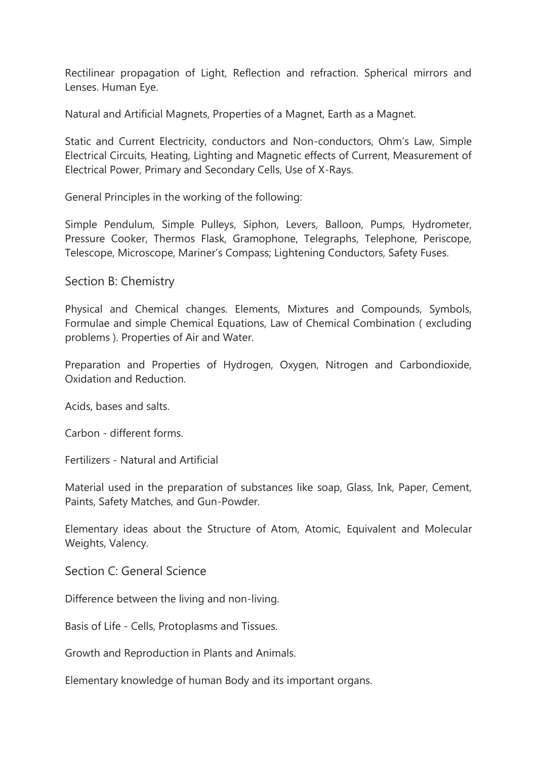Rectilinear propagation of Light, Reflection and refraction. Spherical mirrors and Lenses. Human Eye.

Natural and Artificial Magnets, Properties of a Magnet, Earth as a Magnet.

Static and Current Electricity, conductors and Non-conductors, Ohm's Law, Simple Electrical Circuits, Heating, Lighting and Magnetic effects of Current, Measurement of Electrical Power, Primary and Secondary Cells, Use of X-Rays.

General Principles in the working of the following:

Simple Pendulum, Simple Pulleys, Siphon, Levers, Balloon, Pumps, Hydrometer, Pressure Cooker, Thermos Flask, Gramophone, Telegraphs, Telephone, Periscope, Telescope, Microscope, Mariner's Compass; Lightening Conductors, Safety Fuses.

## Section B: Chemistry

Physical and Chemical changes. Elements, Mixtures and Compounds, Symbols, Formulae and simple Chemical Equations, Law of Chemical Combination ( excluding problems ). Properties of Air and Water.

Preparation and Properties of Hydrogen, Oxygen, Nitrogen and Carbondioxide, Oxidation and Reduction.

Acids, bases and salts.

Carbon - different forms.

Fertilizers - Natural and Artificial

Material used in the preparation of substances like soap, Glass, Ink, Paper, Cement, Paints, Safety Matches, and Gun-Powder.

Elementary ideas about the Structure of Atom, Atomic, Equivalent and Molecular Weights, Valency.

## Section C: General Science

Difference between the living and non-living.

Basis of Life - Cells, Protoplasms and Tissues.

Growth and Reproduction in Plants and Animals.

Elementary knowledge of human Body and its important organs.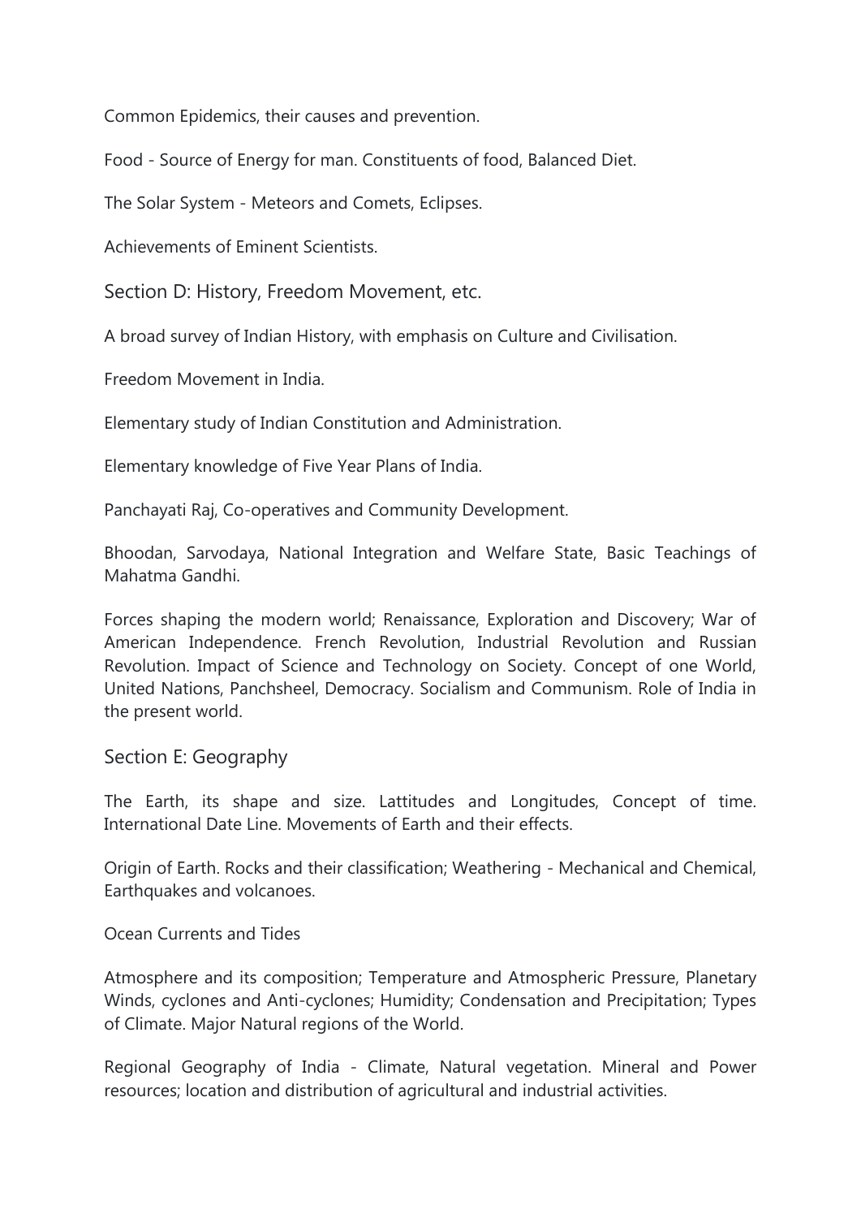Common Epidemics, their causes and prevention.

Food - Source of Energy for man. Constituents of food, Balanced Diet.

The Solar System - Meteors and Comets, Eclipses.

Achievements of Eminent Scientists.

## Section D: History, Freedom Movement, etc.

A broad survey of Indian History, with emphasis on Culture and Civilisation.

Freedom Movement in India.

Elementary study of Indian Constitution and Administration.

Elementary knowledge of Five Year Plans of India.

Panchayati Raj, Co-operatives and Community Development.

Bhoodan, Sarvodaya, National Integration and Welfare State, Basic Teachings of Mahatma Gandhi.

Forces shaping the modern world; Renaissance, Exploration and Discovery; War of American Independence. French Revolution, Industrial Revolution and Russian Revolution. Impact of Science and Technology on Society. Concept of one World, United Nations, Panchsheel, Democracy. Socialism and Communism. Role of India in the present world.

## Section E: Geography

The Earth, its shape and size. Lattitudes and Longitudes, Concept of time. International Date Line. Movements of Earth and their effects.

Origin of Earth. Rocks and their classification; Weathering - Mechanical and Chemical, Earthquakes and volcanoes.

Ocean Currents and Tides

Atmosphere and its composition; Temperature and Atmospheric Pressure, Planetary Winds, cyclones and Anti-cyclones; Humidity; Condensation and Precipitation; Types of Climate. Major Natural regions of the World.

Regional Geography of India - Climate, Natural vegetation. Mineral and Power resources; location and distribution of agricultural and industrial activities.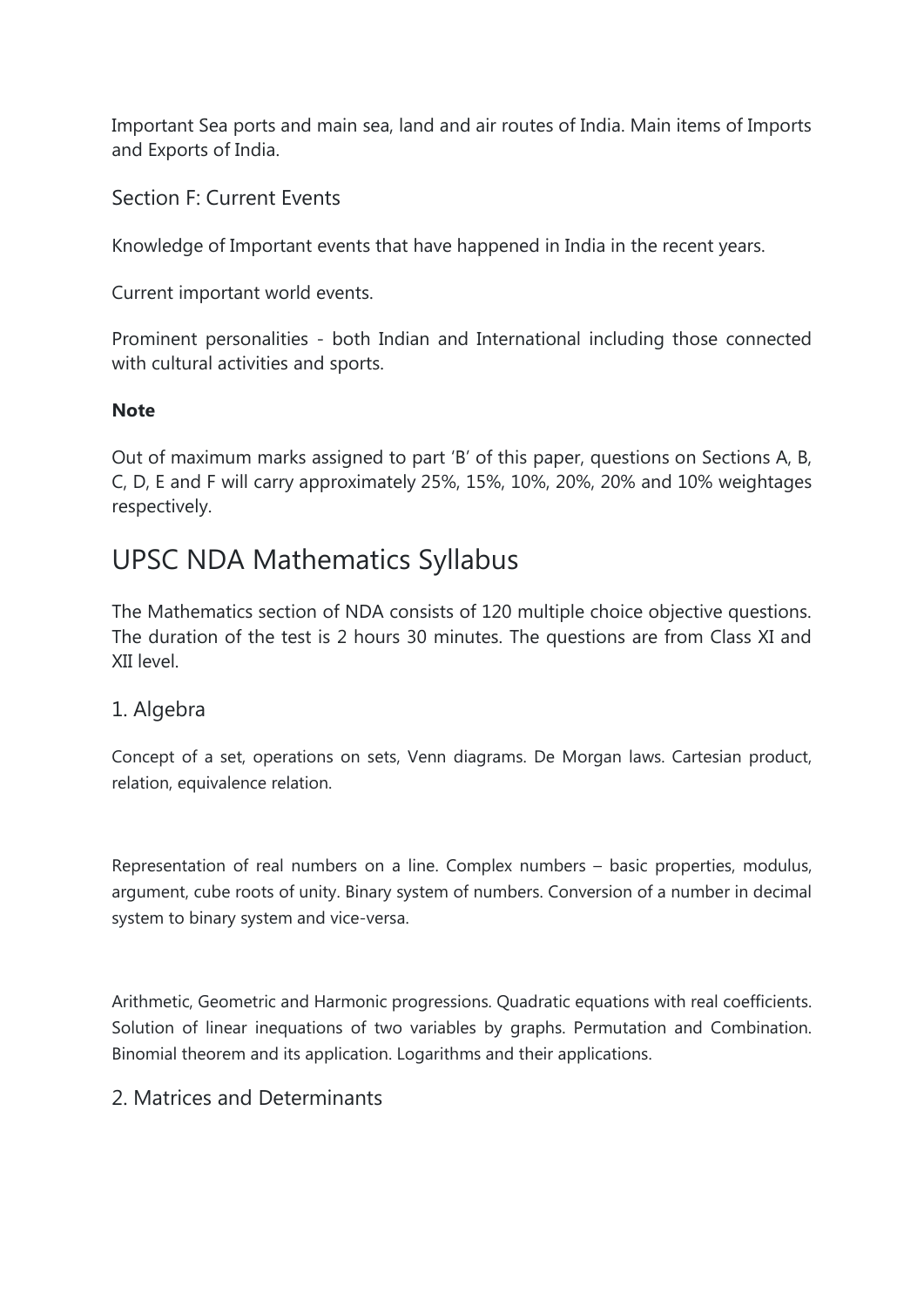Important Sea ports and main sea, land and air routes of India. Main items of Imports and Exports of India.

### Section F: Current Events

Knowledge of Important events that have happened in India in the recent years.

Current important world events.

Prominent personalities - both Indian and International including those connected with cultural activities and sports.

**Note**

Out of maximum marks assigned to part 'B' of this paper, questions on Sections A, B, C, D, E and F will carry approximately 25%, 15%, 10%, 20%, 20% and 10% weightages respectively.

## UPSC NDA Mathematics Syllabus

The Mathematics section of NDA consists of 120 multiple choice objective questions. The duration of the test is 2 hours 30 minutes. The questions are from Class XI and XII level.

### 1. Algebra

Concept of a set, operations on sets, Venn diagrams. De Morgan laws. Cartesian product, relation, equivalence relation.

Representation of real numbers on a line. Complex numbers – basic properties, modulus, argument, cube roots of unity. Binary system of numbers. Conversion of a number in decimal system to binary system and vice-versa.

Arithmetic, Geometric and Harmonic progressions. Quadratic equations with real coefficients. Solution of linear inequations of two variables by graphs. Permutation and Combination. Binomial theorem and its application. Logarithms and their applications.

### 2. Matrices and Determinants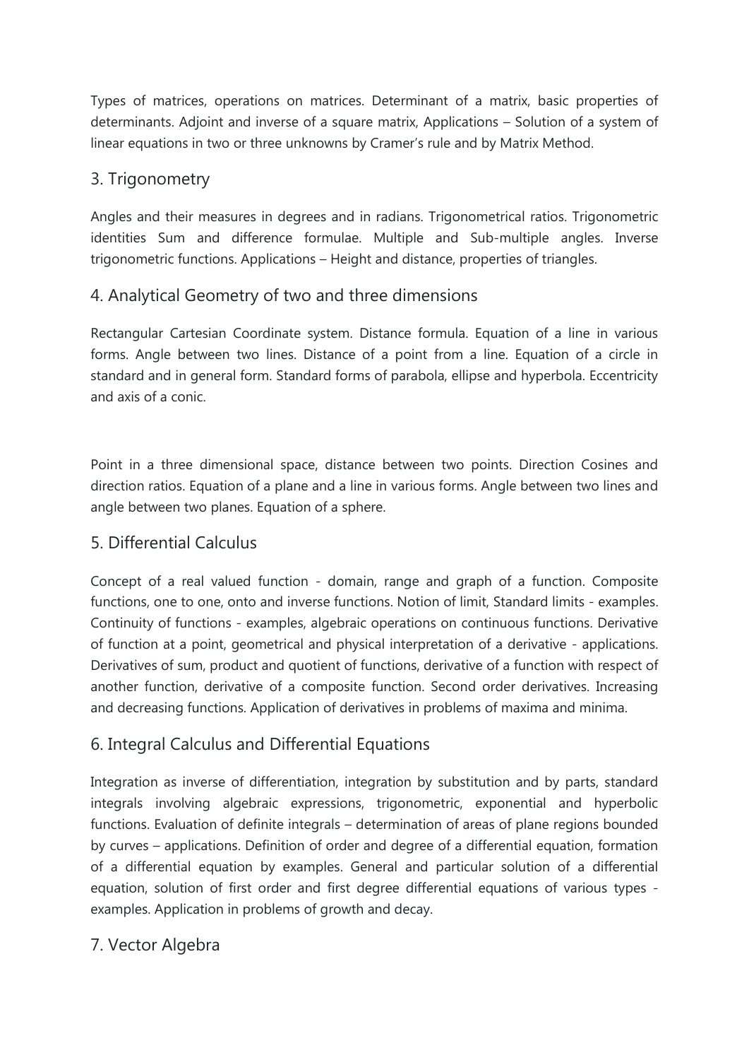Types of matrices, operations on matrices. Determinant of a matrix, basic properties of determinants. Adjoint and inverse of a square matrix, Applications – Solution of a system of linear equations in two or three unknowns by Cramer's rule and by Matrix Method.

## 3. Trigonometry

Angles and their measures in degrees and in radians. Trigonometrical ratios. Trigonometric identities Sum and difference formulae. Multiple and Sub-multiple angles. Inverse trigonometric functions. Applications – Height and distance, properties of triangles.

## 4. Analytical Geometry of two and three dimensions

Rectangular Cartesian Coordinate system. Distance formula. Equation of a line in various forms. Angle between two lines. Distance of a point from a line. Equation of a circle in standard and in general form. Standard forms of parabola, ellipse and hyperbola. Eccentricity and axis of a conic.

Point in a three dimensional space, distance between two points. Direction Cosines and direction ratios. Equation of a plane and a line in various forms. Angle between two lines and angle between two planes. Equation of a sphere.

## 5. Differential Calculus

Concept of a real valued function - domain, range and graph of a function. Composite functions, one to one, onto and inverse functions. Notion of limit, Standard limits - examples. Continuity of functions - examples, algebraic operations on continuous functions. Derivative of function at a point, geometrical and physical interpretation of a derivative - applications. Derivatives of sum, product and quotient of functions, derivative of a function with respect of another function, derivative of a composite function. Second order derivatives. Increasing and decreasing functions. Application of derivatives in problems of maxima and minima.

## 6. Integral Calculus and Differential Equations

Integration as inverse of differentiation, integration by substitution and by parts, standard integrals involving algebraic expressions, trigonometric, exponential and hyperbolic functions. Evaluation of definite integrals – determination of areas of plane regions bounded by curves – applications. Definition of order and degree of a differential equation, formation of a differential equation by examples. General and particular solution of a differential equation, solution of first order and first degree differential equations of various types - examples. Application in problems of growth and decay.

## 7. Vector Algebra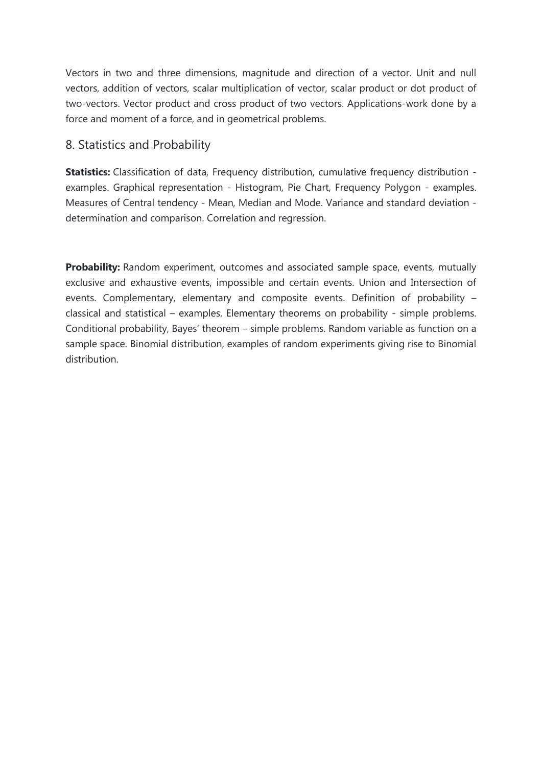Vectors in two and three dimensions, magnitude and direction of a vector. Unit and null vectors, addition of vectors, scalar multiplication of vector, scalar product or dot product of two-vectors. Vector product and cross product of two vectors. Applications-work done by a force and moment of a force, and in geometrical problems.

## 8. Statistics and Probability

**Statistics:** Classification of data, Frequency distribution, cumulative frequency distribution - examples. Graphical representation - Histogram, Pie Chart, Frequency Polygon - examples. Measures of Central tendency - Mean, Median and Mode. Variance and standard deviation - determination and comparison. Correlation and regression.

**Probability:** Random experiment, outcomes and associated sample space, events, mutually exclusive and exhaustive events, impossible and certain events. Union and Intersection of events. Complementary, elementary and composite events. Definition of probability – classical and statistical – examples. Elementary theorems on probability - simple problems. Conditional probability, Bayes' theorem – simple problems. Random variable as function on a sample space. Binomial distribution, examples of random experiments giving rise to Binomial distribution.